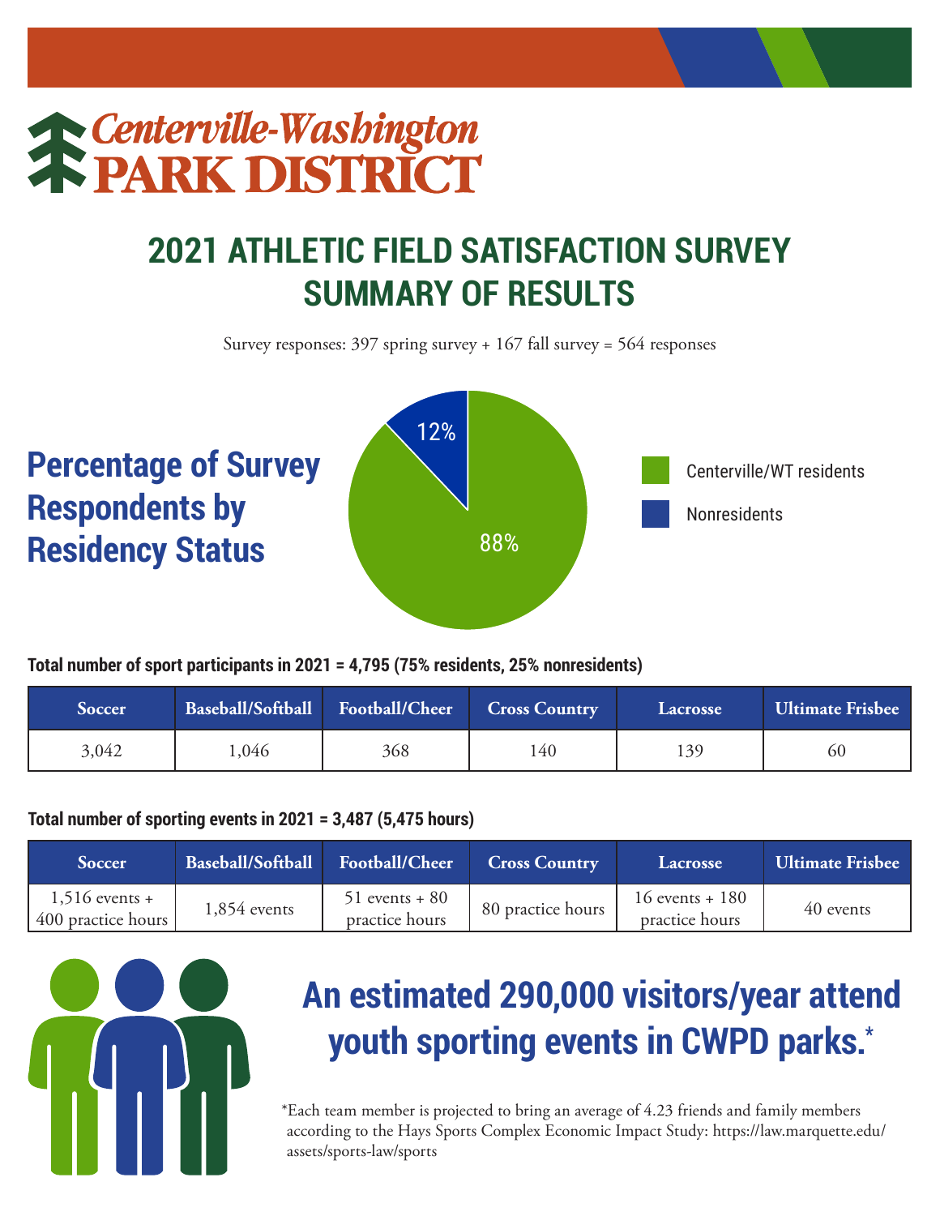# Centerville-Washington PARK DISTRICT

## 2021 ATHLETIC FIELD SATISFACTION SURVEY SUMMARY OF RESULTS

Survey responses: 397 spring survey + 167 fall survey = 564 responses

### Percentage of Survey Respondents by Residency Status

- Centerville/WT residents: 88%
- Nonresidents: 12%

**Total number of sport participants in 2021 = 4,795 (75% residents, 25% nonresidents)**

| Soccer | Baseball/Softball | Football/Cheer | Cross Country | Lacrosse | Ultimate Frisbee |
|---|---|---|---|---|---|
| 3,042 | 1,046 | 368 | 140 | 139 | 60 |

**Total number of sporting events in 2021 = 3,487 (5,475 hours)**

| Soccer | Baseball/Softball | Football/Cheer | Cross Country | Lacrosse | Ultimate Frisbee |
|---|---|---|---|---|---|
| 1,516 events + 400 practice hours | 1,854 events | 51 events + 80 practice hours | 80 practice hours | 16 events + 180 practice hours | 40 events |

## An estimated 290,000 visitors/year attend youth sporting events in CWPD parks.*

*Each team member is projected to bring an average of 4.23 friends and family members according to the Hays Sports Complex Economic Impact Study: https://law.marquette.edu/assets/sports-law/sports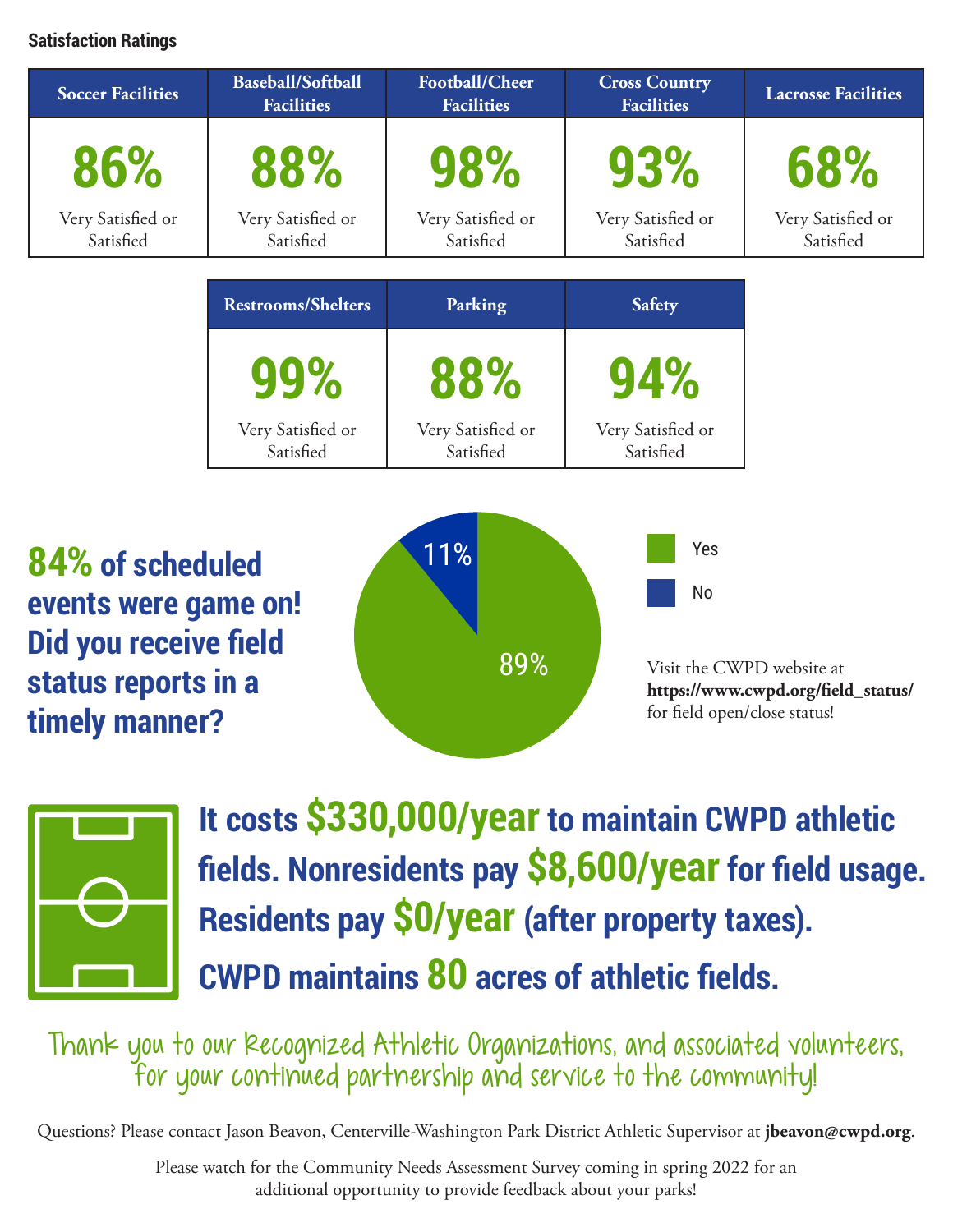**Satisfaction Ratings**

| Soccer Facilities | Baseball/Softball Facilities | Football/Cheer Facilities | Cross Country Facilities | Lacrosse Facilities |
|---|---|---|---|---|
| **86%** Very Satisfied or Satisfied | **88%** Very Satisfied or Satisfied | **98%** Very Satisfied or Satisfied | **93%** Very Satisfied or Satisfied | **68%** Very Satisfied or Satisfied |

| Restrooms/Shelters | Parking | Safety |
|---|---|---|
| **99%** Very Satisfied or Satisfied | **88%** Very Satisfied or Satisfied | **94%** Very Satisfied or Satisfied |

**84% of scheduled events were game on! Did you receive field status reports in a timely manner?**

11%

89%

Yes

No

Visit the CWPD website at **https://www.cwpd.org/field_status/** for field open/close status!

**It costs $330,000/year to maintain CWPD athletic fields. Nonresidents pay $8,600/year for field usage. Residents pay $0/year (after property taxes).**

**CWPD maintains 80 acres of athletic fields.**

Thank you to our Recognized Athletic Organizations, and associated volunteers, for your continued partnership and service to the community!

Questions? Please contact Jason Beavon, Centerville-Washington Park District Athletic Supervisor at **jbeavon@cwpd.org**.

Please watch for the Community Needs Assessment Survey coming in spring 2022 for an additional opportunity to provide feedback about your parks!